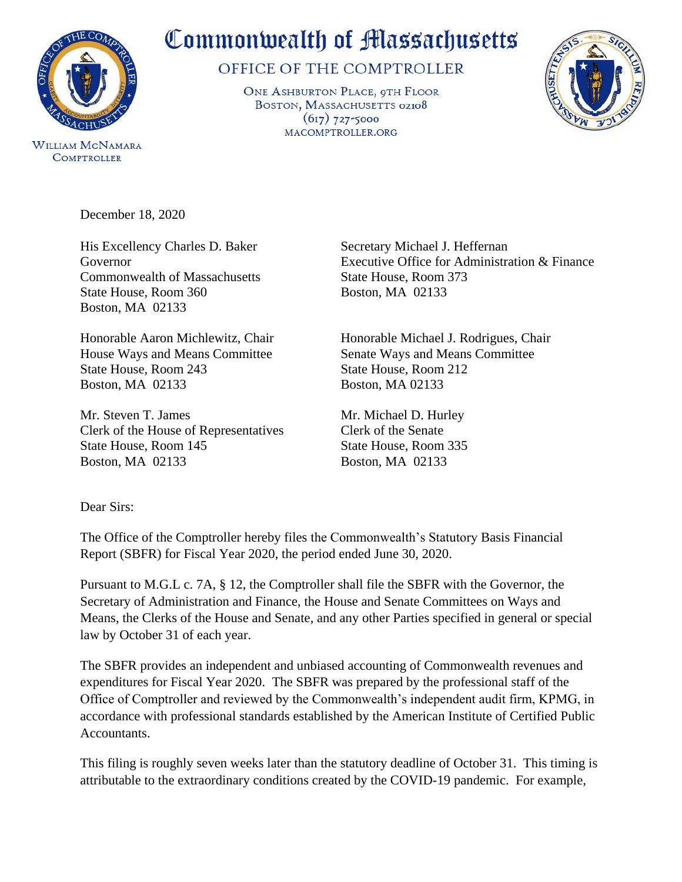# Commonwealth of Massachusetts

## OFFICE OF THE COMPTROLLER

ONE ASHBURTON PLACE, 9TH FLOOR
BOSTON, MASSACHUSETTS 02108
(617) 727-5000
MACOMPTROLLER.ORG

WILLIAM MCNAMARA
COMPTROLLER

December 18, 2020

His Excellency Charles D. Baker
Governor
Commonwealth of Massachusetts
State House, Room 360
Boston, MA 02133

Secretary Michael J. Heffernan
Executive Office for Administration & Finance
State House, Room 373
Boston, MA 02133

Honorable Aaron Michlewitz, Chair
House Ways and Means Committee
State House, Room 243
Boston, MA 02133

Honorable Michael J. Rodrigues, Chair
Senate Ways and Means Committee
State House, Room 212
Boston, MA 02133

Mr. Steven T. James
Clerk of the House of Representatives
State House, Room 145
Boston, MA 02133

Mr. Michael D. Hurley
Clerk of the Senate
State House, Room 335
Boston, MA 02133

Dear Sirs:

The Office of the Comptroller hereby files the Commonwealth's Statutory Basis Financial Report (SBFR) for Fiscal Year 2020, the period ended June 30, 2020.

Pursuant to M.G.L c. 7A, § 12, the Comptroller shall file the SBFR with the Governor, the Secretary of Administration and Finance, the House and Senate Committees on Ways and Means, the Clerks of the House and Senate, and any other Parties specified in general or special law by October 31 of each year.

The SBFR provides an independent and unbiased accounting of Commonwealth revenues and expenditures for Fiscal Year 2020. The SBFR was prepared by the professional staff of the Office of Comptroller and reviewed by the Commonwealth's independent audit firm, KPMG, in accordance with professional standards established by the American Institute of Certified Public Accountants.

This filing is roughly seven weeks later than the statutory deadline of October 31. This timing is attributable to the extraordinary conditions created by the COVID-19 pandemic. For example,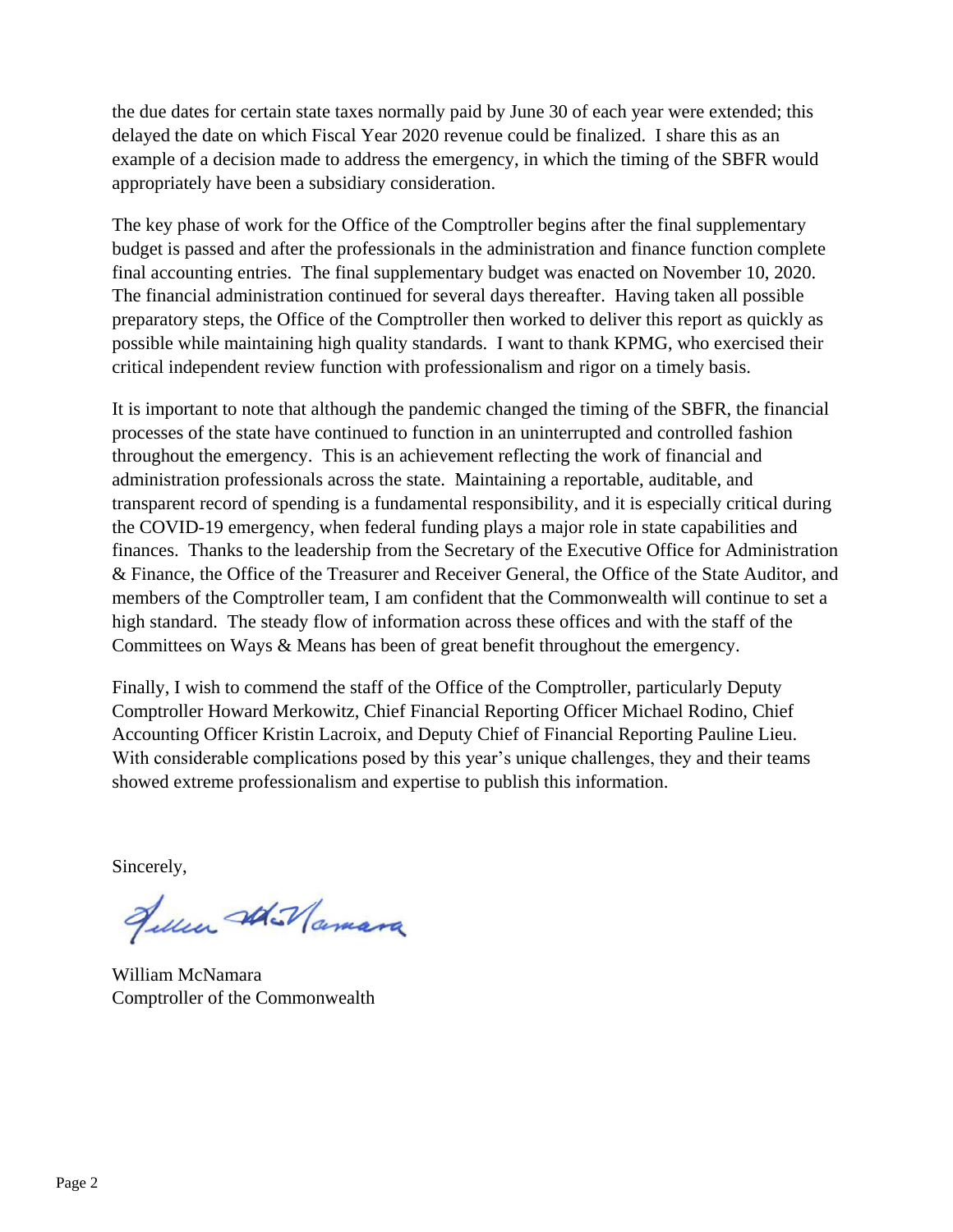the due dates for certain state taxes normally paid by June 30 of each year were extended; this delayed the date on which Fiscal Year 2020 revenue could be finalized. I share this as an example of a decision made to address the emergency, in which the timing of the SBFR would appropriately have been a subsidiary consideration.

The key phase of work for the Office of the Comptroller begins after the final supplementary budget is passed and after the professionals in the administration and finance function complete final accounting entries. The final supplementary budget was enacted on November 10, 2020. The financial administration continued for several days thereafter. Having taken all possible preparatory steps, the Office of the Comptroller then worked to deliver this report as quickly as possible while maintaining high quality standards. I want to thank KPMG, who exercised their critical independent review function with professionalism and rigor on a timely basis.

It is important to note that although the pandemic changed the timing of the SBFR, the financial processes of the state have continued to function in an uninterrupted and controlled fashion throughout the emergency. This is an achievement reflecting the work of financial and administration professionals across the state. Maintaining a reportable, auditable, and transparent record of spending is a fundamental responsibility, and it is especially critical during the COVID-19 emergency, when federal funding plays a major role in state capabilities and finances. Thanks to the leadership from the Secretary of the Executive Office for Administration & Finance, the Office of the Treasurer and Receiver General, the Office of the State Auditor, and members of the Comptroller team, I am confident that the Commonwealth will continue to set a high standard. The steady flow of information across these offices and with the staff of the Committees on Ways & Means has been of great benefit throughout the emergency.

Finally, I wish to commend the staff of the Office of the Comptroller, particularly Deputy Comptroller Howard Merkowitz, Chief Financial Reporting Officer Michael Rodino, Chief Accounting Officer Kristin Lacroix, and Deputy Chief of Financial Reporting Pauline Lieu. With considerable complications posed by this year's unique challenges, they and their teams showed extreme professionalism and expertise to publish this information.

Sincerely,

William McNamara
Comptroller of the Commonwealth